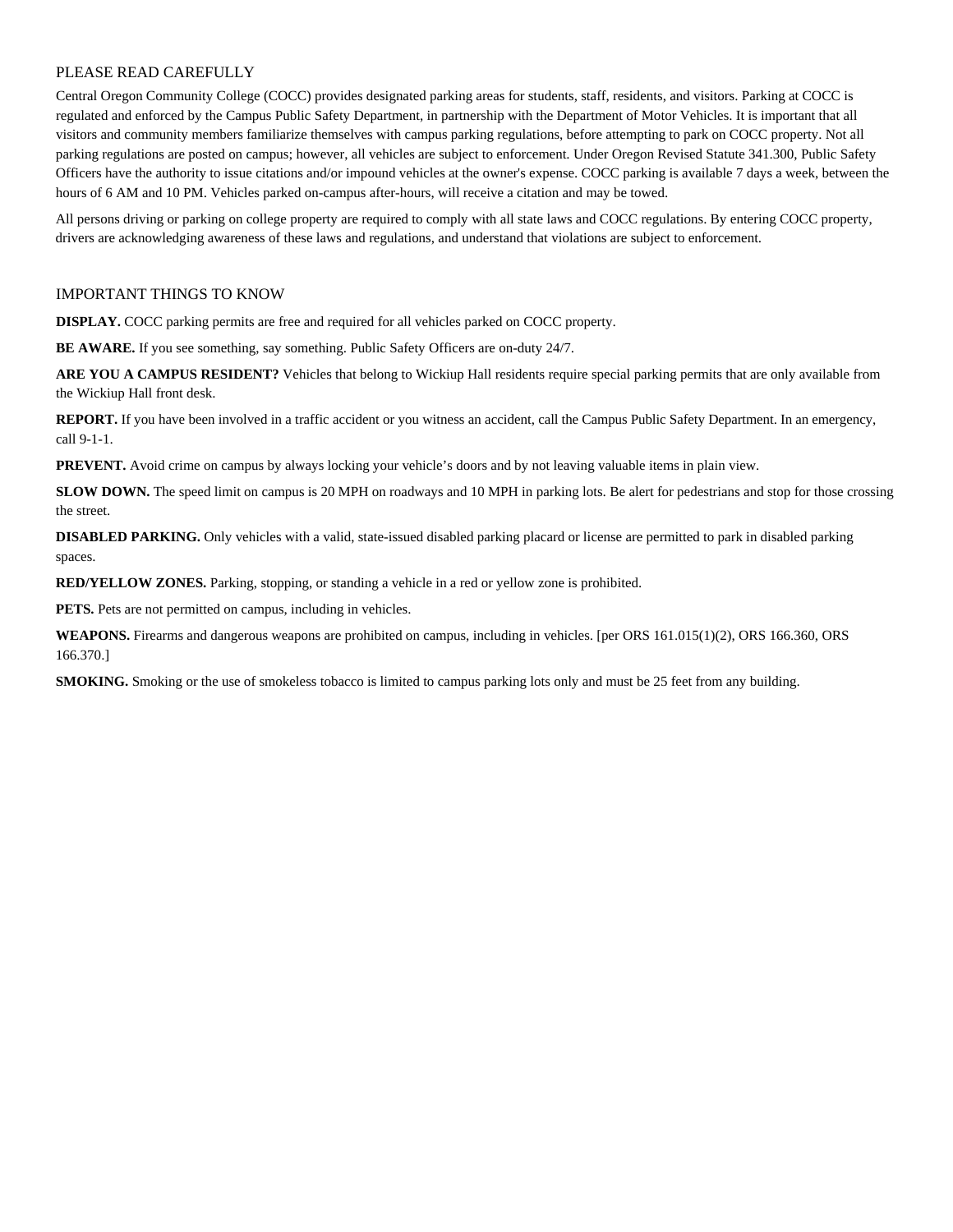## PLEASE READ CAREFULLY

Central Oregon Community College (COCC) provides designated parking areas for students, staff, residents, and visitors. Parking at COCC is regulated and enforced by the Campus Public Safety Department, in partnership with the Department of Motor Vehicles. It is important that all visitors and community members familiarize themselves with campus parking regulations, before attempting to park on COCC property. Not all parking regulations are posted on campus; however, all vehicles are subject to enforcement. Under Oregon Revised Statute 341.300, Public Safety Officers have the authority to issue citations and/or impound vehicles at the owner's expense. COCC parking is available 7 days a week, between the hours of 6 AM and 10 PM. Vehicles parked on-campus after-hours, will receive a citation and may be towed.

All persons driving or parking on college property are required to comply with all state laws and COCC regulations. By entering COCC property, drivers are acknowledging awareness of these laws and regulations, and understand that violations are subject to enforcement.

## IMPORTANT THINGS TO KNOW

**DISPLAY.** COCC parking permits are free and required for all vehicles parked on COCC property.

**BE AWARE.** If you see something, say something. Public Safety Officers are on-duty 24/7.

**ARE YOU A CAMPUS RESIDENT?** Vehicles that belong to Wickiup Hall residents require special parking permits that are only available from the Wickiup Hall front desk.

**REPORT.** If you have been involved in a traffic accident or you witness an accident, call the Campus Public Safety Department. In an emergency, call 9-1-1.

**PREVENT.** Avoid crime on campus by always locking your vehicle’s doors and by not leaving valuable items in plain view.

**SLOW DOWN.** The speed limit on campus is 20 MPH on roadways and 10 MPH in parking lots. Be alert for pedestrians and stop for those crossing the street.

**DISABLED PARKING.** Only vehicles with a valid, state-issued disabled parking placard or license are permitted to park in disabled parking spaces.

**RED/YELLOW ZONES.** Parking, stopping, or standing a vehicle in a red or yellow zone is prohibited.

**PETS.** Pets are not permitted on campus, including in vehicles.

**WEAPONS.** Firearms and dangerous weapons are prohibited on campus, including in vehicles. [per ORS 161.015(1)(2), ORS 166.360, ORS 166.370.]

**SMOKING.** Smoking or the use of smokeless tobacco is limited to campus parking lots only and must be 25 feet from any building.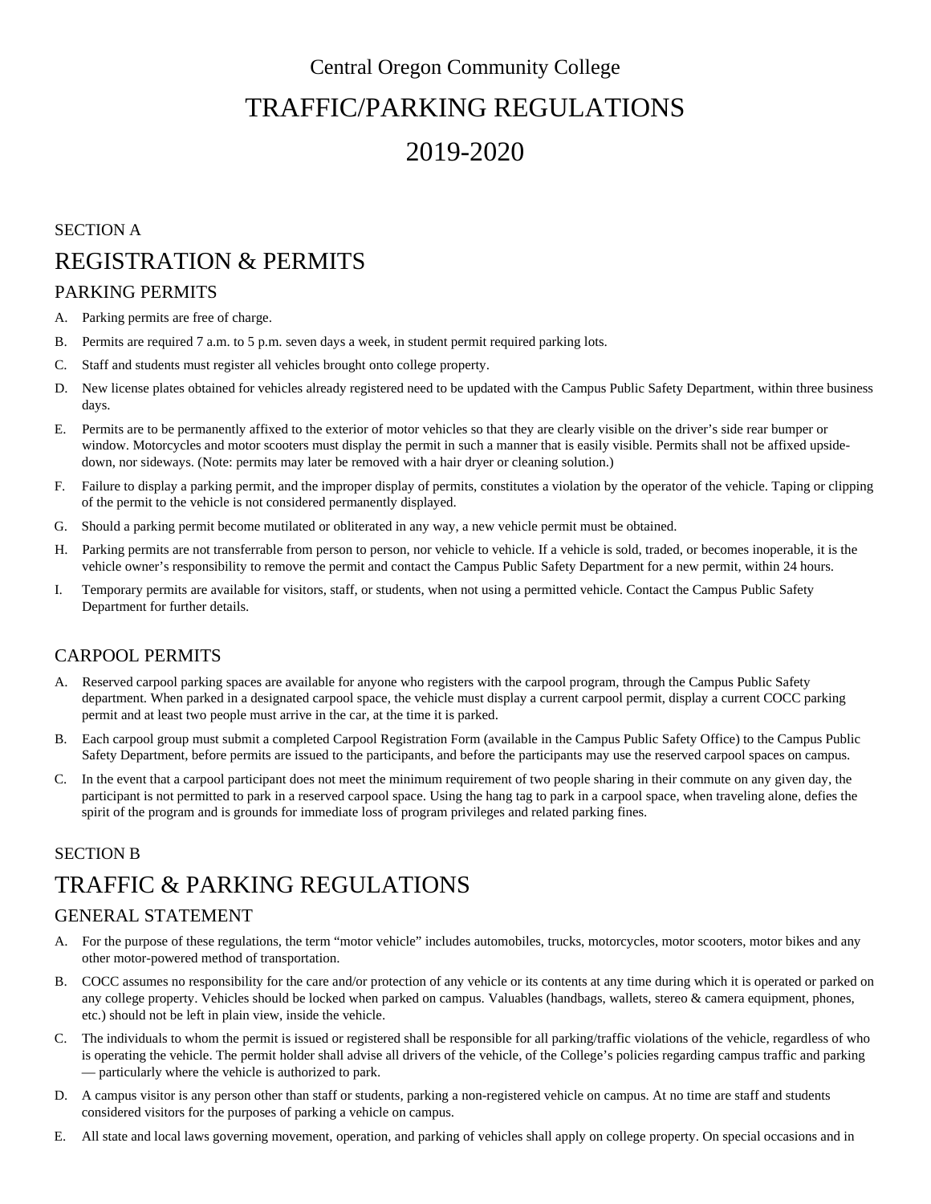Central Oregon Community College

# TRAFFIC/PARKING REGULATIONS

# 2019-2020

SECTION A

## REGISTRATION & PERMITS

### PARKING PERMITS

A. Parking permits are free of charge.

B. Permits are required 7 a.m. to 5 p.m. seven days a week, in student permit required parking lots.

C. Staff and students must register all vehicles brought onto college property.

D. New license plates obtained for vehicles already registered need to be updated with the Campus Public Safety Department, within three business days.

E. Permits are to be permanently affixed to the exterior of motor vehicles so that they are clearly visible on the driver's side rear bumper or window. Motorcycles and motor scooters must display the permit in such a manner that is easily visible. Permits shall not be affixed upside-down, nor sideways. (Note: permits may later be removed with a hair dryer or cleaning solution.)

F. Failure to display a parking permit, and the improper display of permits, constitutes a violation by the operator of the vehicle. Taping or clipping of the permit to the vehicle is not considered permanently displayed.

G. Should a parking permit become mutilated or obliterated in any way, a new vehicle permit must be obtained.

H. Parking permits are not transferrable from person to person, nor vehicle to vehicle. If a vehicle is sold, traded, or becomes inoperable, it is the vehicle owner's responsibility to remove the permit and contact the Campus Public Safety Department for a new permit, within 24 hours.

I. Temporary permits are available for visitors, staff, or students, when not using a permitted vehicle. Contact the Campus Public Safety Department for further details.

### CARPOOL PERMITS

A. Reserved carpool parking spaces are available for anyone who registers with the carpool program, through the Campus Public Safety department. When parked in a designated carpool space, the vehicle must display a current carpool permit, display a current COCC parking permit and at least two people must arrive in the car, at the time it is parked.

B. Each carpool group must submit a completed Carpool Registration Form (available in the Campus Public Safety Office) to the Campus Public Safety Department, before permits are issued to the participants, and before the participants may use the reserved carpool spaces on campus.

C. In the event that a carpool participant does not meet the minimum requirement of two people sharing in their commute on any given day, the participant is not permitted to park in a reserved carpool space. Using the hang tag to park in a carpool space, when traveling alone, defies the spirit of the program and is grounds for immediate loss of program privileges and related parking fines.

SECTION B

## TRAFFIC & PARKING REGULATIONS

### GENERAL STATEMENT

A. For the purpose of these regulations, the term "motor vehicle" includes automobiles, trucks, motorcycles, motor scooters, motor bikes and any other motor-powered method of transportation.

B. COCC assumes no responsibility for the care and/or protection of any vehicle or its contents at any time during which it is operated or parked on any college property. Vehicles should be locked when parked on campus. Valuables (handbags, wallets, stereo & camera equipment, phones, etc.) should not be left in plain view, inside the vehicle.

C. The individuals to whom the permit is issued or registered shall be responsible for all parking/traffic violations of the vehicle, regardless of who is operating the vehicle. The permit holder shall advise all drivers of the vehicle, of the College's policies regarding campus traffic and parking — particularly where the vehicle is authorized to park.

D. A campus visitor is any person other than staff or students, parking a non-registered vehicle on campus. At no time are staff and students considered visitors for the purposes of parking a vehicle on campus.

E. All state and local laws governing movement, operation, and parking of vehicles shall apply on college property. On special occasions and in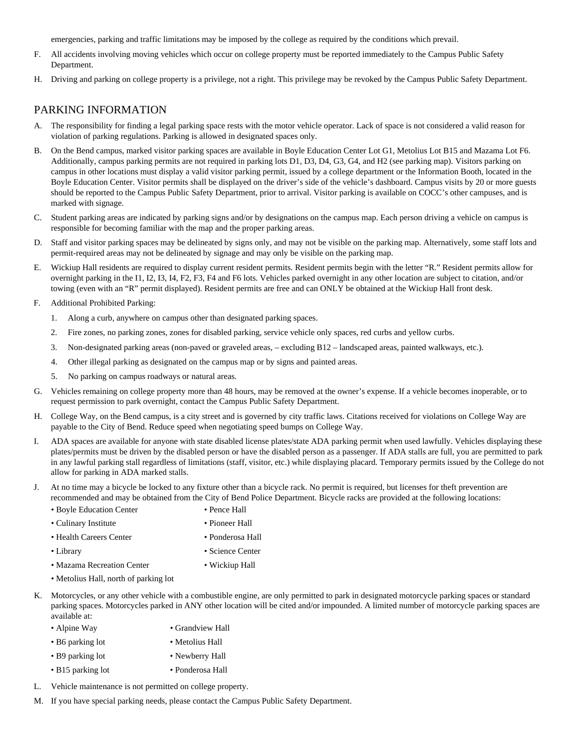emergencies, parking and traffic limitations may be imposed by the college as required by the conditions which prevail.

F. All accidents involving moving vehicles which occur on college property must be reported immediately to the Campus Public Safety Department.

H. Driving and parking on college property is a privilege, not a right. This privilege may be revoked by the Campus Public Safety Department.

## PARKING INFORMATION

A. The responsibility for finding a legal parking space rests with the motor vehicle operator. Lack of space is not considered a valid reason for violation of parking regulations. Parking is allowed in designated spaces only.

B. On the Bend campus, marked visitor parking spaces are available in Boyle Education Center Lot G1, Metolius Lot B15 and Mazama Lot F6. Additionally, campus parking permits are not required in parking lots D1, D3, D4, G3, G4, and H2 (see parking map). Visitors parking on campus in other locations must display a valid visitor parking permit, issued by a college department or the Information Booth, located in the Boyle Education Center. Visitor permits shall be displayed on the driver's side of the vehicle's dashboard. Campus visits by 20 or more guests should be reported to the Campus Public Safety Department, prior to arrival. Visitor parking is available on COCC's other campuses, and is marked with signage.

C. Student parking areas are indicated by parking signs and/or by designations on the campus map. Each person driving a vehicle on campus is responsible for becoming familiar with the map and the proper parking areas.

D. Staff and visitor parking spaces may be delineated by signs only, and may not be visible on the parking map. Alternatively, some staff lots and permit-required areas may not be delineated by signage and may only be visible on the parking map.

E. Wickiup Hall residents are required to display current resident permits. Resident permits begin with the letter "R." Resident permits allow for overnight parking in the I1, I2, I3, I4, F2, F3, F4 and F6 lots. Vehicles parked overnight in any other location are subject to citation, and/or towing (even with an "R" permit displayed). Resident permits are free and can ONLY be obtained at the Wickiup Hall front desk.

F. Additional Prohibited Parking:

1. Along a curb, anywhere on campus other than designated parking spaces.
2. Fire zones, no parking zones, zones for disabled parking, service vehicle only spaces, red curbs and yellow curbs.
3. Non-designated parking areas (non-paved or graveled areas, – excluding B12 – landscaped areas, painted walkways, etc.).
4. Other illegal parking as designated on the campus map or by signs and painted areas.
5. No parking on campus roadways or natural areas.

G. Vehicles remaining on college property more than 48 hours, may be removed at the owner's expense. If a vehicle becomes inoperable, or to request permission to park overnight, contact the Campus Public Safety Department.

H. College Way, on the Bend campus, is a city street and is governed by city traffic laws. Citations received for violations on College Way are payable to the City of Bend. Reduce speed when negotiating speed bumps on College Way.

I. ADA spaces are available for anyone with state disabled license plates/state ADA parking permit when used lawfully. Vehicles displaying these plates/permits must be driven by the disabled person or have the disabled person as a passenger. If ADA stalls are full, you are permitted to park in any lawful parking stall regardless of limitations (staff, visitor, etc.) while displaying placard. Temporary permits issued by the College do not allow for parking in ADA marked stalls.

J. At no time may a bicycle be locked to any fixture other than a bicycle rack. No permit is required, but licenses for theft prevention are recommended and may be obtained from the City of Bend Police Department. Bicycle racks are provided at the following locations:

- Boyle Education Center
- Culinary Institute
- Health Careers Center
- Library
- Mazama Recreation Center
- Metolius Hall, north of parking lot
- Pence Hall
- Pioneer Hall
- Ponderosa Hall
- Science Center
- Wickiup Hall

K. Motorcycles, or any other vehicle with a combustible engine, are only permitted to park in designated motorcycle parking spaces or standard parking spaces. Motorcycles parked in ANY other location will be cited and/or impounded. A limited number of motorcycle parking spaces are available at:

- Alpine Way
- B6 parking lot
- B9 parking lot
- B15 parking lot
- Grandview Hall
- Metolius Hall
- Newberry Hall
- Ponderosa Hall

L. Vehicle maintenance is not permitted on college property.

M. If you have special parking needs, please contact the Campus Public Safety Department.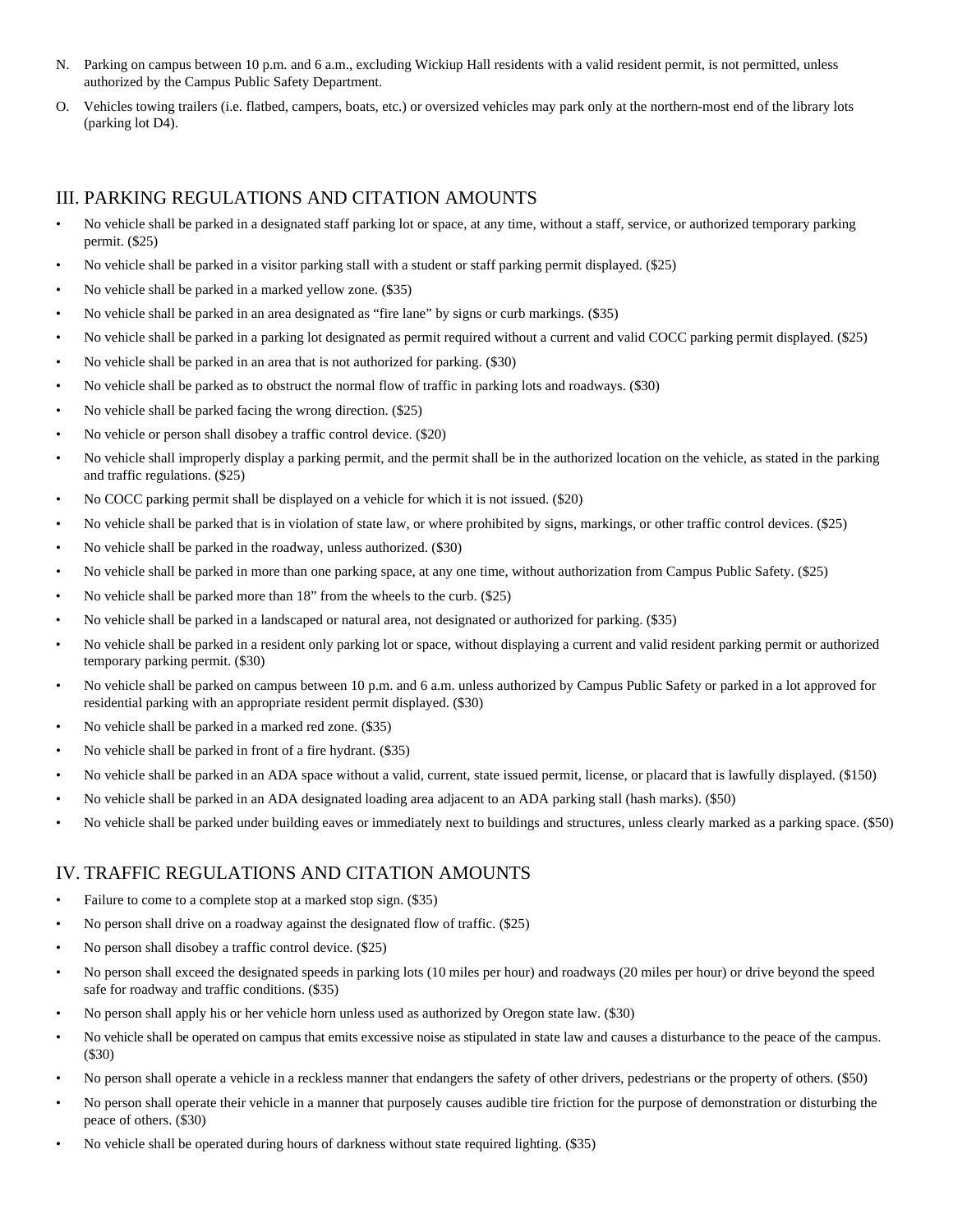N. Parking on campus between 10 p.m. and 6 a.m., excluding Wickiup Hall residents with a valid resident permit, is not permitted, unless authorized by the Campus Public Safety Department.

O. Vehicles towing trailers (i.e. flatbed, campers, boats, etc.) or oversized vehicles may park only at the northern-most end of the library lots (parking lot D4).

## III. PARKING REGULATIONS AND CITATION AMOUNTS

- No vehicle shall be parked in a designated staff parking lot or space, at any time, without a staff, service, or authorized temporary parking permit. ($25)
- No vehicle shall be parked in a visitor parking stall with a student or staff parking permit displayed. ($25)
- No vehicle shall be parked in a marked yellow zone. ($35)
- No vehicle shall be parked in an area designated as "fire lane" by signs or curb markings. ($35)
- No vehicle shall be parked in a parking lot designated as permit required without a current and valid COCC parking permit displayed. ($25)
- No vehicle shall be parked in an area that is not authorized for parking. ($30)
- No vehicle shall be parked as to obstruct the normal flow of traffic in parking lots and roadways. ($30)
- No vehicle shall be parked facing the wrong direction. ($25)
- No vehicle or person shall disobey a traffic control device. ($20)
- No vehicle shall improperly display a parking permit, and the permit shall be in the authorized location on the vehicle, as stated in the parking and traffic regulations. ($25)
- No COCC parking permit shall be displayed on a vehicle for which it is not issued. ($20)
- No vehicle shall be parked that is in violation of state law, or where prohibited by signs, markings, or other traffic control devices. ($25)
- No vehicle shall be parked in the roadway, unless authorized. ($30)
- No vehicle shall be parked in more than one parking space, at any one time, without authorization from Campus Public Safety. ($25)
- No vehicle shall be parked more than 18" from the wheels to the curb. ($25)
- No vehicle shall be parked in a landscaped or natural area, not designated or authorized for parking. ($35)
- No vehicle shall be parked in a resident only parking lot or space, without displaying a current and valid resident parking permit or authorized temporary parking permit. ($30)
- No vehicle shall be parked on campus between 10 p.m. and 6 a.m. unless authorized by Campus Public Safety or parked in a lot approved for residential parking with an appropriate resident permit displayed. ($30)
- No vehicle shall be parked in a marked red zone. ($35)
- No vehicle shall be parked in front of a fire hydrant. ($35)
- No vehicle shall be parked in an ADA space without a valid, current, state issued permit, license, or placard that is lawfully displayed. ($150)
- No vehicle shall be parked in an ADA designated loading area adjacent to an ADA parking stall (hash marks). ($50)
- No vehicle shall be parked under building eaves or immediately next to buildings and structures, unless clearly marked as a parking space. ($50)

## IV. TRAFFIC REGULATIONS AND CITATION AMOUNTS

- Failure to come to a complete stop at a marked stop sign. ($35)
- No person shall drive on a roadway against the designated flow of traffic. ($25)
- No person shall disobey a traffic control device. ($25)
- No person shall exceed the designated speeds in parking lots (10 miles per hour) and roadways (20 miles per hour) or drive beyond the speed safe for roadway and traffic conditions. ($35)
- No person shall apply his or her vehicle horn unless used as authorized by Oregon state law. ($30)
- No vehicle shall be operated on campus that emits excessive noise as stipulated in state law and causes a disturbance to the peace of the campus. ($30)
- No person shall operate a vehicle in a reckless manner that endangers the safety of other drivers, pedestrians or the property of others. ($50)
- No person shall operate their vehicle in a manner that purposely causes audible tire friction for the purpose of demonstration or disturbing the peace of others. ($30)
- No vehicle shall be operated during hours of darkness without state required lighting. ($35)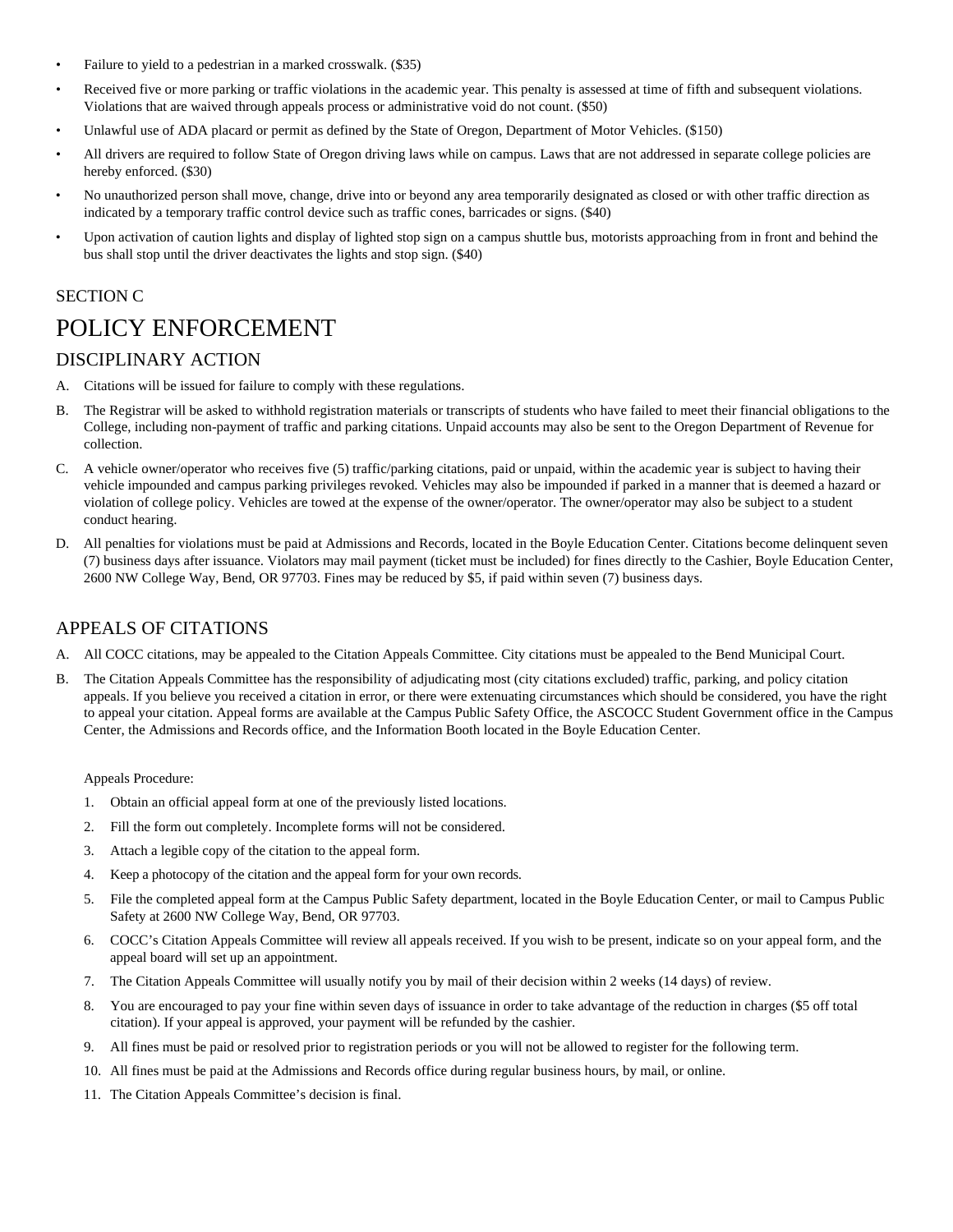- Failure to yield to a pedestrian in a marked crosswalk. ($35)
- Received five or more parking or traffic violations in the academic year. This penalty is assessed at time of fifth and subsequent violations. Violations that are waived through appeals process or administrative void do not count. ($50)
- Unlawful use of ADA placard or permit as defined by the State of Oregon, Department of Motor Vehicles. ($150)
- All drivers are required to follow State of Oregon driving laws while on campus. Laws that are not addressed in separate college policies are hereby enforced. ($30)
- No unauthorized person shall move, change, drive into or beyond any area temporarily designated as closed or with other traffic direction as indicated by a temporary traffic control device such as traffic cones, barricades or signs. ($40)
- Upon activation of caution lights and display of lighted stop sign on a campus shuttle bus, motorists approaching from in front and behind the bus shall stop until the driver deactivates the lights and stop sign. ($40)

SECTION C

# POLICY ENFORCEMENT

## DISCIPLINARY ACTION

A. Citations will be issued for failure to comply with these regulations.

B. The Registrar will be asked to withhold registration materials or transcripts of students who have failed to meet their financial obligations to the College, including non-payment of traffic and parking citations. Unpaid accounts may also be sent to the Oregon Department of Revenue for collection.

C. A vehicle owner/operator who receives five (5) traffic/parking citations, paid or unpaid, within the academic year is subject to having their vehicle impounded and campus parking privileges revoked. Vehicles may also be impounded if parked in a manner that is deemed a hazard or violation of college policy. Vehicles are towed at the expense of the owner/operator. The owner/operator may also be subject to a student conduct hearing.

D. All penalties for violations must be paid at Admissions and Records, located in the Boyle Education Center. Citations become delinquent seven (7) business days after issuance. Violators may mail payment (ticket must be included) for fines directly to the Cashier, Boyle Education Center, 2600 NW College Way, Bend, OR 97703. Fines may be reduced by $5, if paid within seven (7) business days.

## APPEALS OF CITATIONS

A. All COCC citations, may be appealed to the Citation Appeals Committee. City citations must be appealed to the Bend Municipal Court.

B. The Citation Appeals Committee has the responsibility of adjudicating most (city citations excluded) traffic, parking, and policy citation appeals. If you believe you received a citation in error, or there were extenuating circumstances which should be considered, you have the right to appeal your citation. Appeal forms are available at the Campus Public Safety Office, the ASCOCC Student Government office in the Campus Center, the Admissions and Records office, and the Information Booth located in the Boyle Education Center.

Appeals Procedure:

1. Obtain an official appeal form at one of the previously listed locations.
2. Fill the form out completely. Incomplete forms will not be considered.
3. Attach a legible copy of the citation to the appeal form.
4. Keep a photocopy of the citation and the appeal form for your own records.
5. File the completed appeal form at the Campus Public Safety department, located in the Boyle Education Center, or mail to Campus Public Safety at 2600 NW College Way, Bend, OR 97703.
6. COCC's Citation Appeals Committee will review all appeals received. If you wish to be present, indicate so on your appeal form, and the appeal board will set up an appointment.
7. The Citation Appeals Committee will usually notify you by mail of their decision within 2 weeks (14 days) of review.
8. You are encouraged to pay your fine within seven days of issuance in order to take advantage of the reduction in charges ($5 off total citation). If your appeal is approved, your payment will be refunded by the cashier.
9. All fines must be paid or resolved prior to registration periods or you will not be allowed to register for the following term.
10. All fines must be paid at the Admissions and Records office during regular business hours, by mail, or online.
11. The Citation Appeals Committee's decision is final.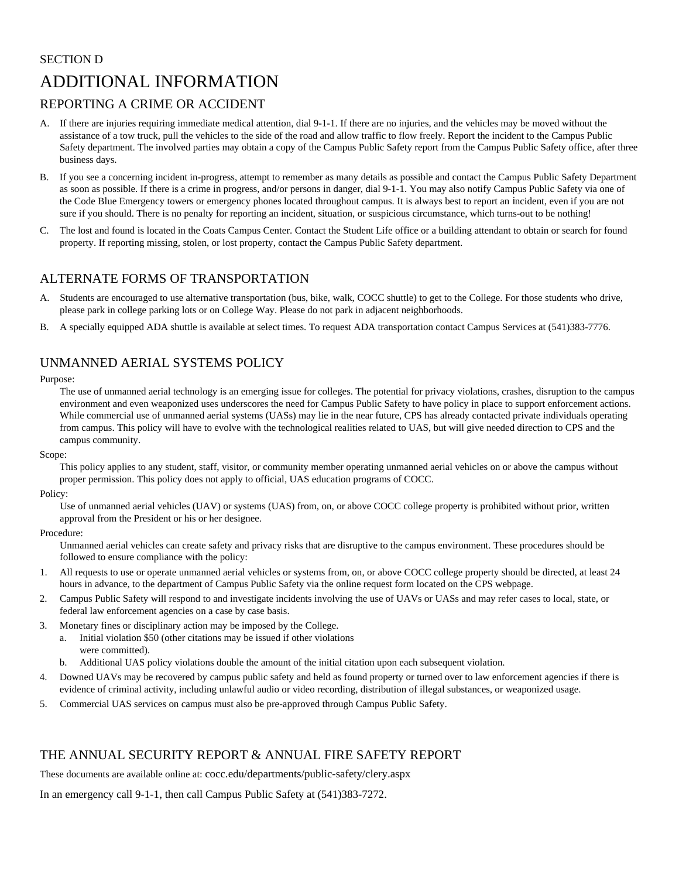SECTION D

# ADDITIONAL INFORMATION

## REPORTING A CRIME OR ACCIDENT

A. If there are injuries requiring immediate medical attention, dial 9-1-1. If there are no injuries, and the vehicles may be moved without the assistance of a tow truck, pull the vehicles to the side of the road and allow traffic to flow freely. Report the incident to the Campus Public Safety department. The involved parties may obtain a copy of the Campus Public Safety report from the Campus Public Safety office, after three business days.

B. If you see a concerning incident in-progress, attempt to remember as many details as possible and contact the Campus Public Safety Department as soon as possible. If there is a crime in progress, and/or persons in danger, dial 9-1-1. You may also notify Campus Public Safety via one of the Code Blue Emergency towers or emergency phones located throughout campus. It is always best to report an incident, even if you are not sure if you should. There is no penalty for reporting an incident, situation, or suspicious circumstance, which turns-out to be nothing!

C. The lost and found is located in the Coats Campus Center. Contact the Student Life office or a building attendant to obtain or search for found property. If reporting missing, stolen, or lost property, contact the Campus Public Safety department.

## ALTERNATE FORMS OF TRANSPORTATION

A. Students are encouraged to use alternative transportation (bus, bike, walk, COCC shuttle) to get to the College. For those students who drive, please park in college parking lots or on College Way. Please do not park in adjacent neighborhoods.

B. A specially equipped ADA shuttle is available at select times. To request ADA transportation contact Campus Services at (541)383-7776.

## UNMANNED AERIAL SYSTEMS POLICY

Purpose:

The use of unmanned aerial technology is an emerging issue for colleges. The potential for privacy violations, crashes, disruption to the campus environment and even weaponized uses underscores the need for Campus Public Safety to have policy in place to support enforcement actions. While commercial use of unmanned aerial systems (UASs) may lie in the near future, CPS has already contacted private individuals operating from campus. This policy will have to evolve with the technological realities related to UAS, but will give needed direction to CPS and the campus community.

Scope:

This policy applies to any student, staff, visitor, or community member operating unmanned aerial vehicles on or above the campus without proper permission. This policy does not apply to official, UAS education programs of COCC.

Policy:

Use of unmanned aerial vehicles (UAV) or systems (UAS) from, on, or above COCC college property is prohibited without prior, written approval from the President or his or her designee.

Procedure:

Unmanned aerial vehicles can create safety and privacy risks that are disruptive to the campus environment. These procedures should be followed to ensure compliance with the policy:

1. All requests to use or operate unmanned aerial vehicles or systems from, on, or above COCC college property should be directed, at least 24 hours in advance, to the department of Campus Public Safety via the online request form located on the CPS webpage.
2. Campus Public Safety will respond to and investigate incidents involving the use of UAVs or UASs and may refer cases to local, state, or federal law enforcement agencies on a case by case basis.
3. Monetary fines or disciplinary action may be imposed by the College.
   a. Initial violation $50 (other citations may be issued if other violations were committed).
   b. Additional UAS policy violations double the amount of the initial citation upon each subsequent violation.
4. Downed UAVs may be recovered by campus public safety and held as found property or turned over to law enforcement agencies if there is evidence of criminal activity, including unlawful audio or video recording, distribution of illegal substances, or weaponized usage.
5. Commercial UAS services on campus must also be pre-approved through Campus Public Safety.

## THE ANNUAL SECURITY REPORT & ANNUAL FIRE SAFETY REPORT

These documents are available online at: cocc.edu/departments/public-safety/clery.aspx

In an emergency call 9-1-1, then call Campus Public Safety at (541)383-7272.